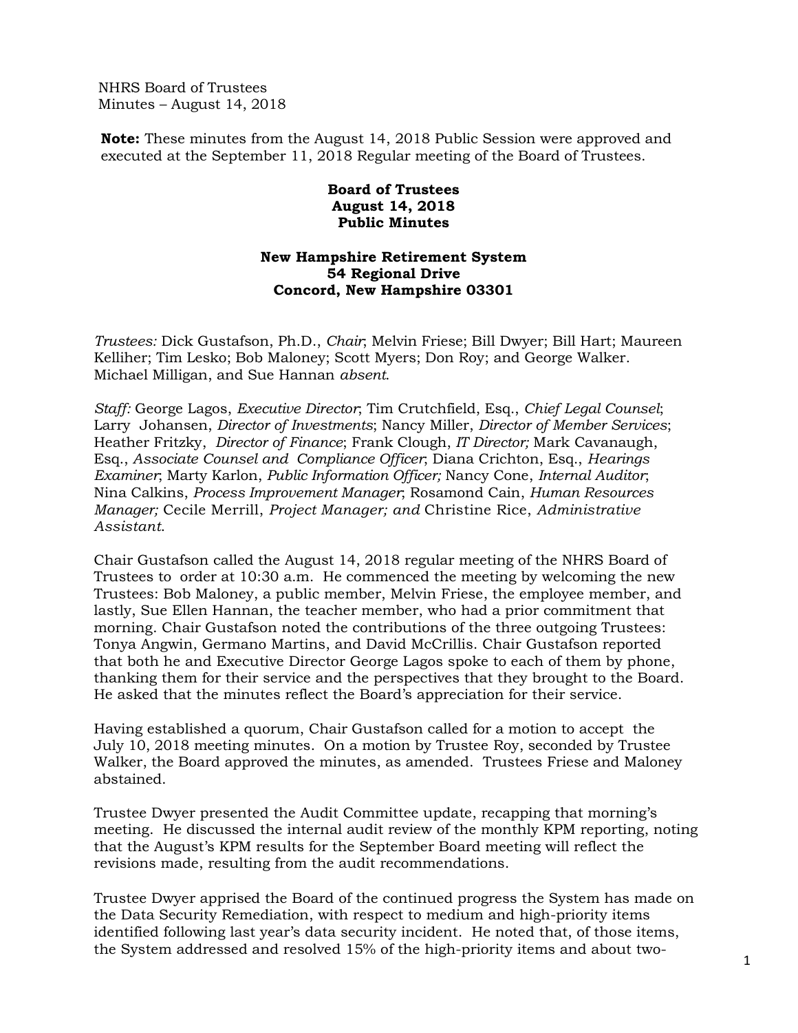NHRS Board of Trustees
Minutes – August 14, 2018

**Note:** These minutes from the August 14, 2018 Public Session were approved and executed at the September 11, 2018 Regular meeting of the Board of Trustees.

**Board of Trustees**
**August 14, 2018**
**Public Minutes**

**New Hampshire Retirement System**
**54 Regional Drive**
**Concord, New Hampshire 03301**

*Trustees:* Dick Gustafson, Ph.D., *Chair*; Melvin Friese; Bill Dwyer; Bill Hart; Maureen Kelliher; Tim Lesko; Bob Maloney; Scott Myers; Don Roy; and George Walker. Michael Milligan, and Sue Hannan *absent*.

*Staff:* George Lagos, *Executive Director*; Tim Crutchfield, Esq., *Chief Legal Counsel*; Larry Johansen, *Director of Investments*; Nancy Miller, *Director of Member Services*; Heather Fritzky, *Director of Finance*; Frank Clough, *IT Director;* Mark Cavanaugh, Esq., *Associate Counsel and Compliance Officer*; Diana Crichton, Esq., *Hearings Examiner*; Marty Karlon, *Public Information Officer;* Nancy Cone, *Internal Auditor*; Nina Calkins, *Process Improvement Manager*; Rosamond Cain, *Human Resources Manager;* Cecile Merrill, *Project Manager; and* Christine Rice, *Administrative Assistant*.

Chair Gustafson called the August 14, 2018 regular meeting of the NHRS Board of Trustees to order at 10:30 a.m. He commenced the meeting by welcoming the new Trustees: Bob Maloney, a public member, Melvin Friese, the employee member, and lastly, Sue Ellen Hannan, the teacher member, who had a prior commitment that morning. Chair Gustafson noted the contributions of the three outgoing Trustees: Tonya Angwin, Germano Martins, and David McCrillis. Chair Gustafson reported that both he and Executive Director George Lagos spoke to each of them by phone, thanking them for their service and the perspectives that they brought to the Board. He asked that the minutes reflect the Board's appreciation for their service.

Having established a quorum, Chair Gustafson called for a motion to accept the July 10, 2018 meeting minutes. On a motion by Trustee Roy, seconded by Trustee Walker, the Board approved the minutes, as amended. Trustees Friese and Maloney abstained.

Trustee Dwyer presented the Audit Committee update, recapping that morning's meeting. He discussed the internal audit review of the monthly KPM reporting, noting that the August's KPM results for the September Board meeting will reflect the revisions made, resulting from the audit recommendations.

Trustee Dwyer apprised the Board of the continued progress the System has made on the Data Security Remediation, with respect to medium and high-priority items identified following last year's data security incident. He noted that, of those items, the System addressed and resolved 15% of the high-priority items and about two-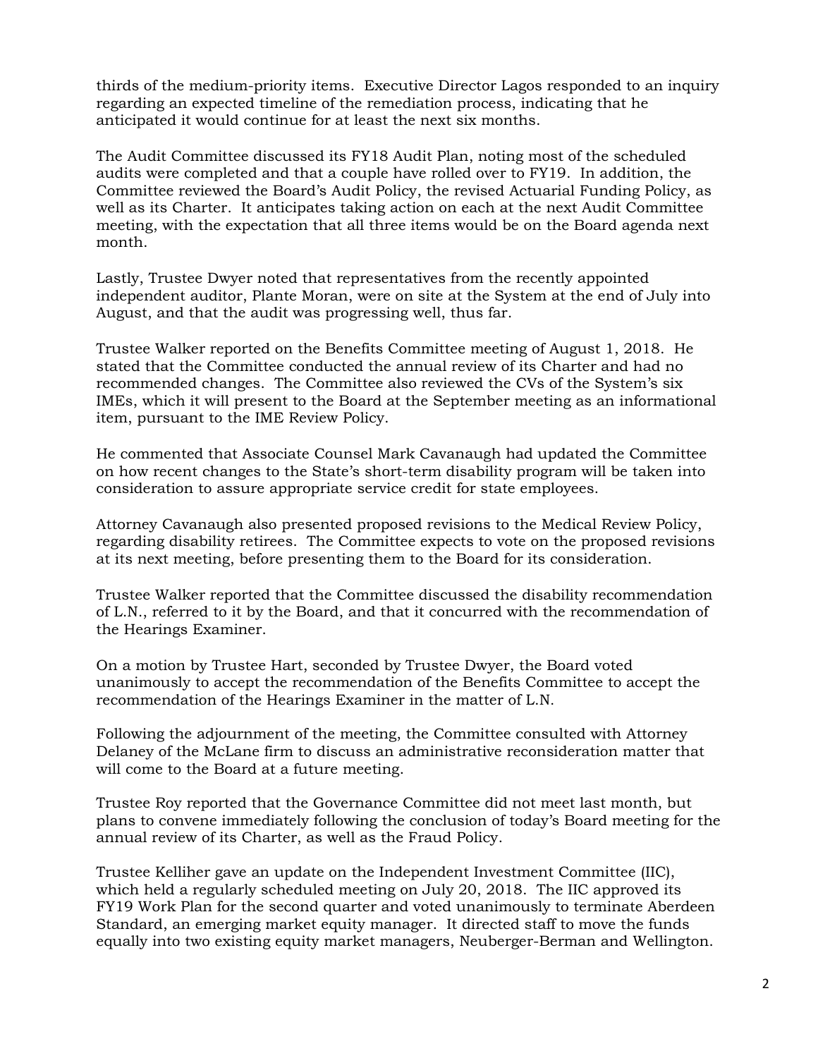thirds of the medium-priority items. Executive Director Lagos responded to an inquiry regarding an expected timeline of the remediation process, indicating that he anticipated it would continue for at least the next six months.

The Audit Committee discussed its FY18 Audit Plan, noting most of the scheduled audits were completed and that a couple have rolled over to FY19. In addition, the Committee reviewed the Board's Audit Policy, the revised Actuarial Funding Policy, as well as its Charter. It anticipates taking action on each at the next Audit Committee meeting, with the expectation that all three items would be on the Board agenda next month.

Lastly, Trustee Dwyer noted that representatives from the recently appointed independent auditor, Plante Moran, were on site at the System at the end of July into August, and that the audit was progressing well, thus far.

Trustee Walker reported on the Benefits Committee meeting of August 1, 2018. He stated that the Committee conducted the annual review of its Charter and had no recommended changes. The Committee also reviewed the CVs of the System's six IMEs, which it will present to the Board at the September meeting as an informational item, pursuant to the IME Review Policy.

He commented that Associate Counsel Mark Cavanaugh had updated the Committee on how recent changes to the State's short-term disability program will be taken into consideration to assure appropriate service credit for state employees.

Attorney Cavanaugh also presented proposed revisions to the Medical Review Policy, regarding disability retirees. The Committee expects to vote on the proposed revisions at its next meeting, before presenting them to the Board for its consideration.

Trustee Walker reported that the Committee discussed the disability recommendation of L.N., referred to it by the Board, and that it concurred with the recommendation of the Hearings Examiner.

On a motion by Trustee Hart, seconded by Trustee Dwyer, the Board voted unanimously to accept the recommendation of the Benefits Committee to accept the recommendation of the Hearings Examiner in the matter of L.N.

Following the adjournment of the meeting, the Committee consulted with Attorney Delaney of the McLane firm to discuss an administrative reconsideration matter that will come to the Board at a future meeting.

Trustee Roy reported that the Governance Committee did not meet last month, but plans to convene immediately following the conclusion of today's Board meeting for the annual review of its Charter, as well as the Fraud Policy.

Trustee Kelliher gave an update on the Independent Investment Committee (IIC), which held a regularly scheduled meeting on July 20, 2018. The IIC approved its FY19 Work Plan for the second quarter and voted unanimously to terminate Aberdeen Standard, an emerging market equity manager. It directed staff to move the funds equally into two existing equity market managers, Neuberger-Berman and Wellington.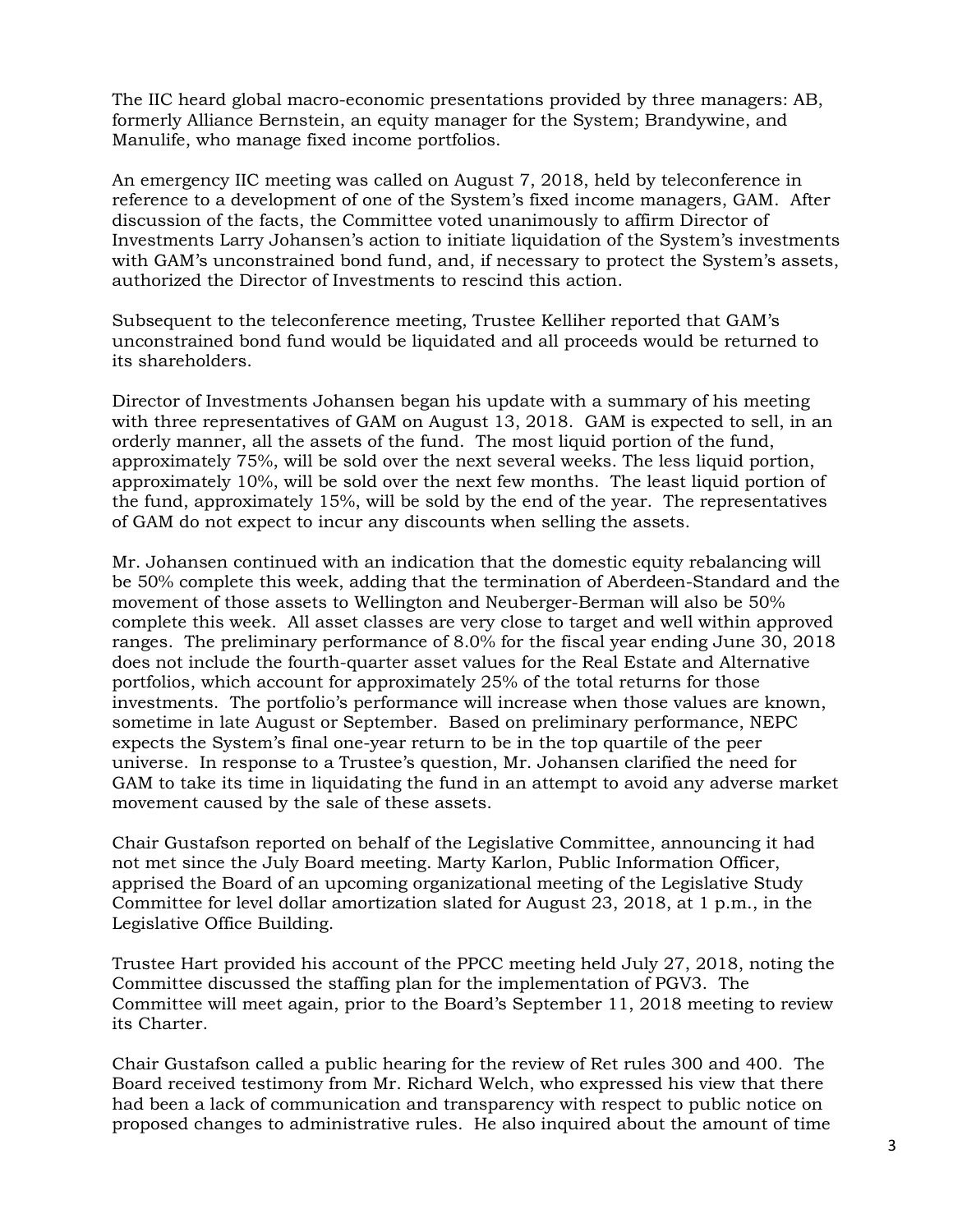The IIC heard global macro-economic presentations provided by three managers: AB, formerly Alliance Bernstein, an equity manager for the System; Brandywine, and Manulife, who manage fixed income portfolios.

An emergency IIC meeting was called on August 7, 2018, held by teleconference in reference to a development of one of the System's fixed income managers, GAM. After discussion of the facts, the Committee voted unanimously to affirm Director of Investments Larry Johansen's action to initiate liquidation of the System's investments with GAM's unconstrained bond fund, and, if necessary to protect the System's assets, authorized the Director of Investments to rescind this action.

Subsequent to the teleconference meeting, Trustee Kelliher reported that GAM's unconstrained bond fund would be liquidated and all proceeds would be returned to its shareholders.

Director of Investments Johansen began his update with a summary of his meeting with three representatives of GAM on August 13, 2018. GAM is expected to sell, in an orderly manner, all the assets of the fund. The most liquid portion of the fund, approximately 75%, will be sold over the next several weeks. The less liquid portion, approximately 10%, will be sold over the next few months. The least liquid portion of the fund, approximately 15%, will be sold by the end of the year. The representatives of GAM do not expect to incur any discounts when selling the assets.

Mr. Johansen continued with an indication that the domestic equity rebalancing will be 50% complete this week, adding that the termination of Aberdeen-Standard and the movement of those assets to Wellington and Neuberger-Berman will also be 50% complete this week. All asset classes are very close to target and well within approved ranges. The preliminary performance of 8.0% for the fiscal year ending June 30, 2018 does not include the fourth-quarter asset values for the Real Estate and Alternative portfolios, which account for approximately 25% of the total returns for those investments. The portfolio's performance will increase when those values are known, sometime in late August or September. Based on preliminary performance, NEPC expects the System's final one-year return to be in the top quartile of the peer universe. In response to a Trustee's question, Mr. Johansen clarified the need for GAM to take its time in liquidating the fund in an attempt to avoid any adverse market movement caused by the sale of these assets.

Chair Gustafson reported on behalf of the Legislative Committee, announcing it had not met since the July Board meeting. Marty Karlon, Public Information Officer, apprised the Board of an upcoming organizational meeting of the Legislative Study Committee for level dollar amortization slated for August 23, 2018, at 1 p.m., in the Legislative Office Building.

Trustee Hart provided his account of the PPCC meeting held July 27, 2018, noting the Committee discussed the staffing plan for the implementation of PGV3. The Committee will meet again, prior to the Board's September 11, 2018 meeting to review its Charter.

Chair Gustafson called a public hearing for the review of Ret rules 300 and 400. The Board received testimony from Mr. Richard Welch, who expressed his view that there had been a lack of communication and transparency with respect to public notice on proposed changes to administrative rules. He also inquired about the amount of time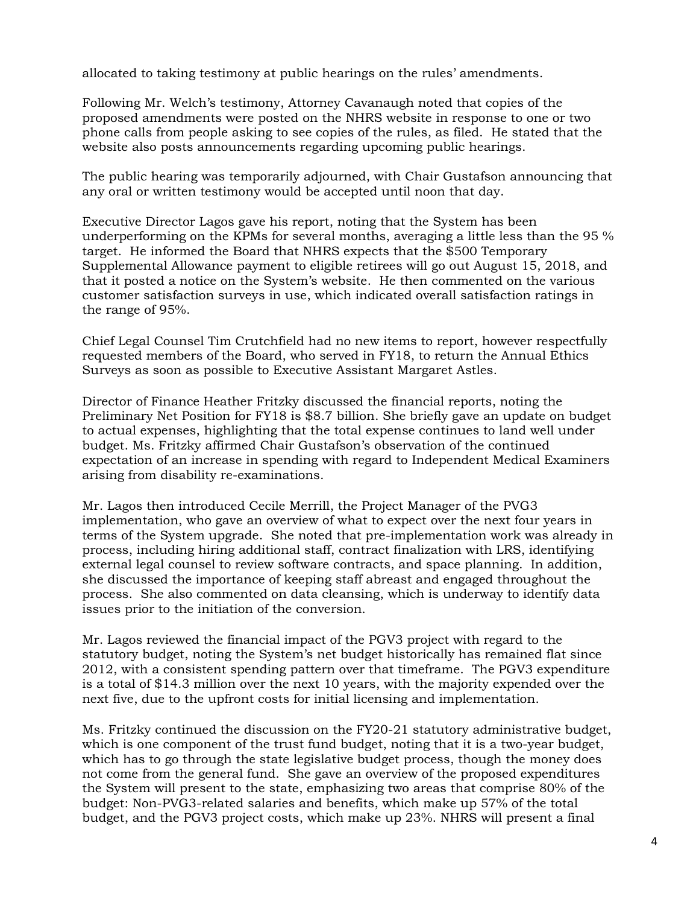allocated to taking testimony at public hearings on the rules' amendments.

Following Mr. Welch's testimony, Attorney Cavanaugh noted that copies of the proposed amendments were posted on the NHRS website in response to one or two phone calls from people asking to see copies of the rules, as filed. He stated that the website also posts announcements regarding upcoming public hearings.

The public hearing was temporarily adjourned, with Chair Gustafson announcing that any oral or written testimony would be accepted until noon that day.

Executive Director Lagos gave his report, noting that the System has been underperforming on the KPMs for several months, averaging a little less than the 95 % target. He informed the Board that NHRS expects that the $500 Temporary Supplemental Allowance payment to eligible retirees will go out August 15, 2018, and that it posted a notice on the System's website. He then commented on the various customer satisfaction surveys in use, which indicated overall satisfaction ratings in the range of 95%.

Chief Legal Counsel Tim Crutchfield had no new items to report, however respectfully requested members of the Board, who served in FY18, to return the Annual Ethics Surveys as soon as possible to Executive Assistant Margaret Astles.

Director of Finance Heather Fritzky discussed the financial reports, noting the Preliminary Net Position for FY18 is $8.7 billion. She briefly gave an update on budget to actual expenses, highlighting that the total expense continues to land well under budget. Ms. Fritzky affirmed Chair Gustafson's observation of the continued expectation of an increase in spending with regard to Independent Medical Examiners arising from disability re-examinations.

Mr. Lagos then introduced Cecile Merrill, the Project Manager of the PVG3 implementation, who gave an overview of what to expect over the next four years in terms of the System upgrade. She noted that pre-implementation work was already in process, including hiring additional staff, contract finalization with LRS, identifying external legal counsel to review software contracts, and space planning. In addition, she discussed the importance of keeping staff abreast and engaged throughout the process. She also commented on data cleansing, which is underway to identify data issues prior to the initiation of the conversion.

Mr. Lagos reviewed the financial impact of the PGV3 project with regard to the statutory budget, noting the System's net budget historically has remained flat since 2012, with a consistent spending pattern over that timeframe. The PGV3 expenditure is a total of $14.3 million over the next 10 years, with the majority expended over the next five, due to the upfront costs for initial licensing and implementation.

Ms. Fritzky continued the discussion on the FY20-21 statutory administrative budget, which is one component of the trust fund budget, noting that it is a two-year budget, which has to go through the state legislative budget process, though the money does not come from the general fund. She gave an overview of the proposed expenditures the System will present to the state, emphasizing two areas that comprise 80% of the budget: Non-PVG3-related salaries and benefits, which make up 57% of the total budget, and the PGV3 project costs, which make up 23%. NHRS will present a final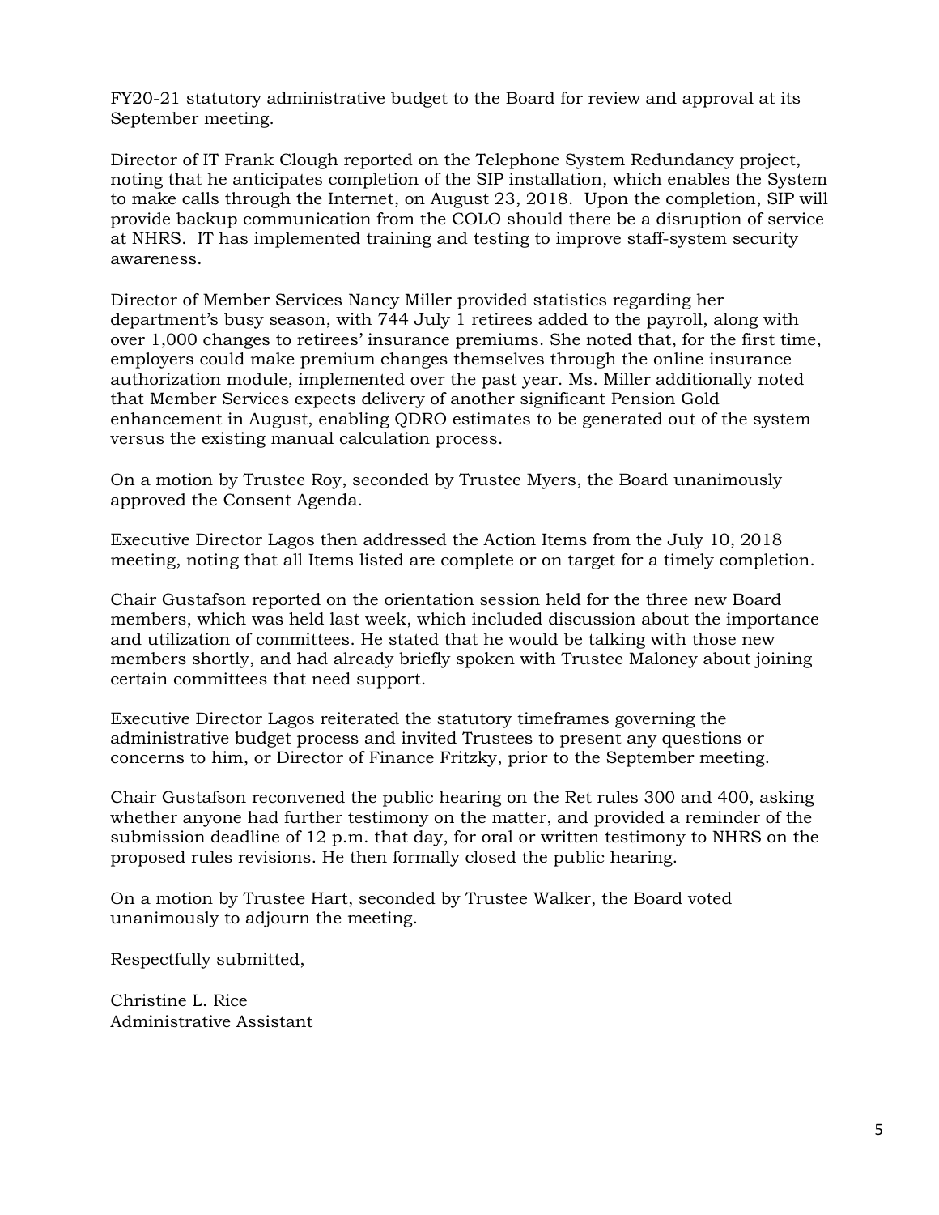FY20-21 statutory administrative budget to the Board for review and approval at its September meeting.

Director of IT Frank Clough reported on the Telephone System Redundancy project, noting that he anticipates completion of the SIP installation, which enables the System to make calls through the Internet, on August 23, 2018. Upon the completion, SIP will provide backup communication from the COLO should there be a disruption of service at NHRS. IT has implemented training and testing to improve staff-system security awareness.

Director of Member Services Nancy Miller provided statistics regarding her department's busy season, with 744 July 1 retirees added to the payroll, along with over 1,000 changes to retirees' insurance premiums. She noted that, for the first time, employers could make premium changes themselves through the online insurance authorization module, implemented over the past year. Ms. Miller additionally noted that Member Services expects delivery of another significant Pension Gold enhancement in August, enabling QDRO estimates to be generated out of the system versus the existing manual calculation process.

On a motion by Trustee Roy, seconded by Trustee Myers, the Board unanimously approved the Consent Agenda.

Executive Director Lagos then addressed the Action Items from the July 10, 2018 meeting, noting that all Items listed are complete or on target for a timely completion.

Chair Gustafson reported on the orientation session held for the three new Board members, which was held last week, which included discussion about the importance and utilization of committees. He stated that he would be talking with those new members shortly, and had already briefly spoken with Trustee Maloney about joining certain committees that need support.

Executive Director Lagos reiterated the statutory timeframes governing the administrative budget process and invited Trustees to present any questions or concerns to him, or Director of Finance Fritzky, prior to the September meeting.

Chair Gustafson reconvened the public hearing on the Ret rules 300 and 400, asking whether anyone had further testimony on the matter, and provided a reminder of the submission deadline of 12 p.m. that day, for oral or written testimony to NHRS on the proposed rules revisions. He then formally closed the public hearing.

On a motion by Trustee Hart, seconded by Trustee Walker, the Board voted unanimously to adjourn the meeting.

Respectfully submitted,

Christine L. Rice
Administrative Assistant